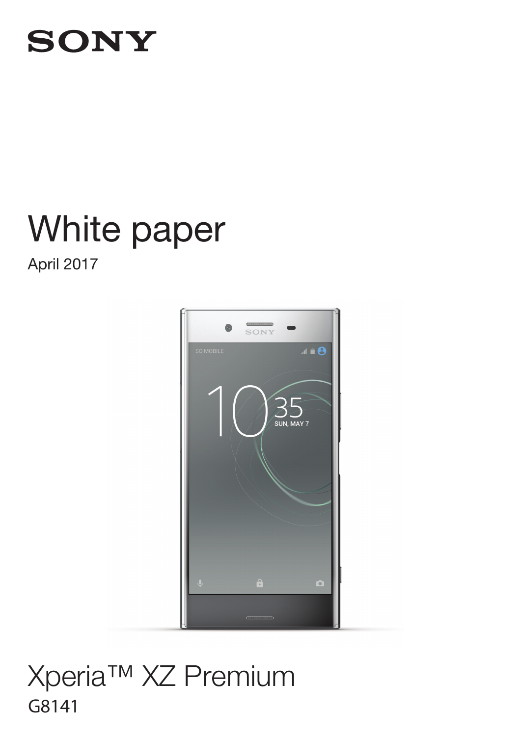SONY

# White paper

April 2017

# Xperia™ XZ Premium

G8141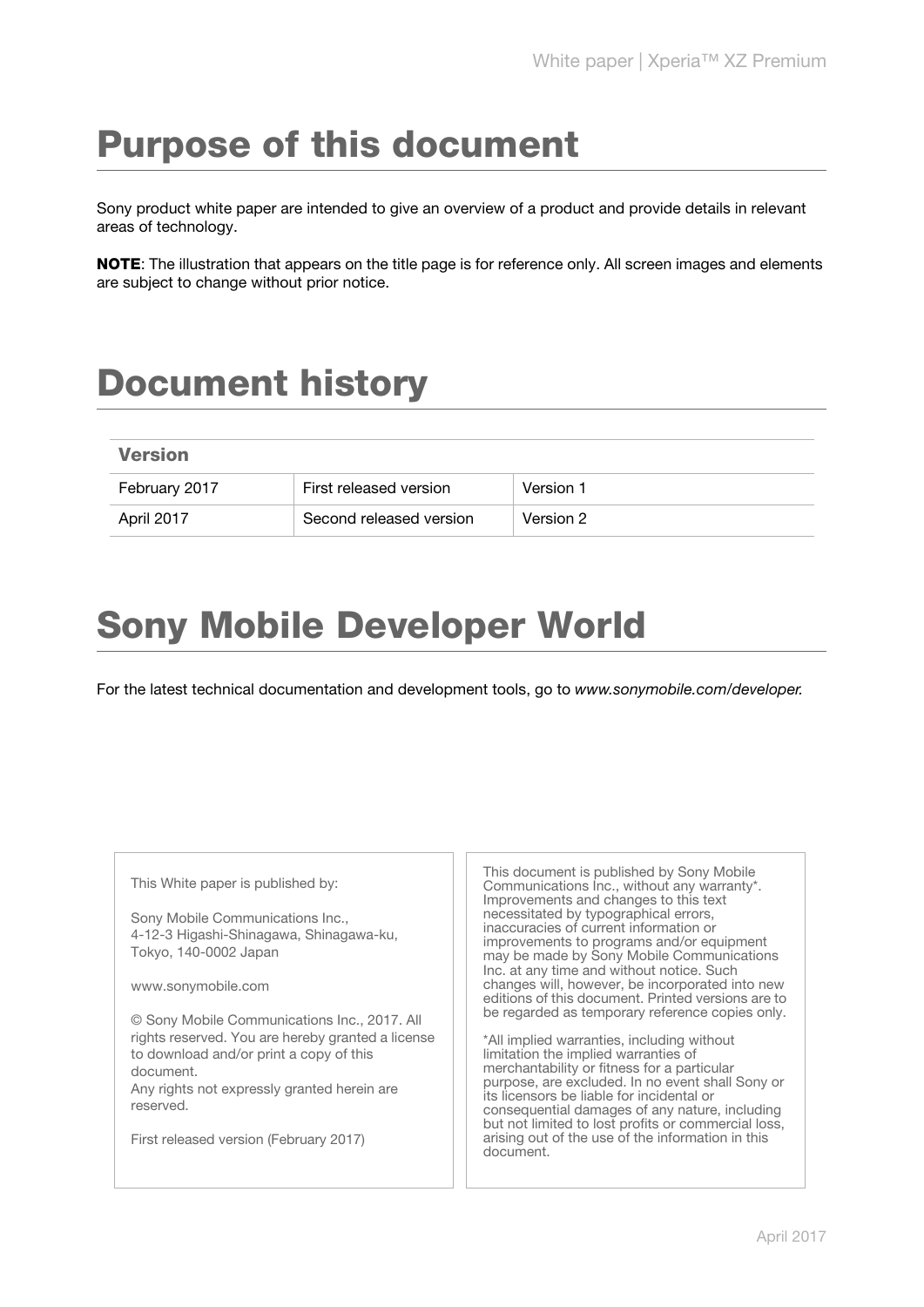# Purpose of this document

Sony product white paper are intended to give an overview of a product and provide details in relevant areas of technology.

**NOTE**: The illustration that appears on the title page is for reference only. All screen images and elements are subject to change without prior notice.

# Document history

| **Version** | | |
|---|---|---|
| February 2017 | First released version | Version 1 |
| April 2017 | Second released version | Version 2 |

# Sony Mobile Developer World

For the latest technical documentation and development tools, go to *www.sonymobile.com/developer.*

This White paper is published by:

Sony Mobile Communications Inc.,
4-12-3 Higashi-Shinagawa, Shinagawa-ku,
Tokyo, 140-0002 Japan

www.sonymobile.com

© Sony Mobile Communications Inc., 2017. All rights reserved. You are hereby granted a license to download and/or print a copy of this document.
Any rights not expressly granted herein are reserved.

First released version (February 2017)

This document is published by Sony Mobile Communications Inc., without any warranty*. Improvements and changes to this text necessitated by typographical errors, inaccuracies of current information or improvements to programs and/or equipment may be made by Sony Mobile Communications Inc. at any time and without notice. Such changes will, however, be incorporated into new editions of this document. Printed versions are to be regarded as temporary reference copies only.

*All implied warranties, including without limitation the implied warranties of merchantability or fitness for a particular purpose, are excluded. In no event shall Sony or its licensors be liable for incidental or consequential damages of any nature, including but not limited to lost profits or commercial loss, arising out of the use of the information in this document.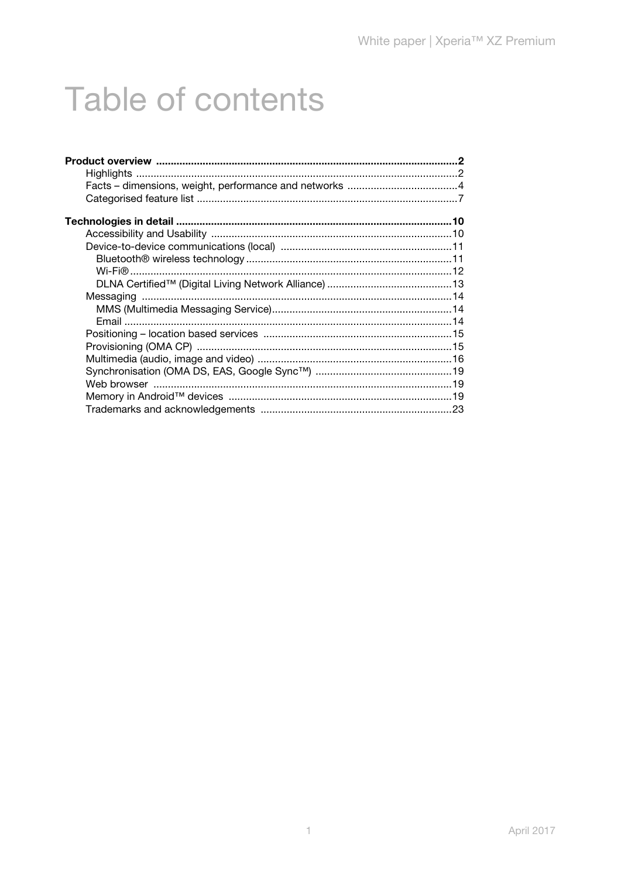# Table of contents

**Product overview ....................................................................................................2**
- Highlights .............................................................................................................2
- Facts – dimensions, weight, performance and networks ......................................4
- Categorised feature list .........................................................................................7

**Technologies in detail ...........................................................................................10**
- Accessibility and Usability ..................................................................................10
- Device-to-device communications (local) ...........................................................11
  - Bluetooth® wireless technology ......................................................................11
  - Wi-Fi® ..............................................................................................................12
  - DLNA Certified™ (Digital Living Network Alliance) ...........................................13
- Messaging ..........................................................................................................14
  - MMS (Multimedia Messaging Service).............................................................14
  - Email ................................................................................................................14
- Positioning – location based services .................................................................15
- Provisioning (OMA CP) .......................................................................................15
- Multimedia (audio, image and video) ..................................................................16
- Synchronisation (OMA DS, EAS, Google Sync™) ...............................................19
- Web browser ......................................................................................................19
- Memory in Android™ devices .............................................................................19
- Trademarks and acknowledgements .................................................................23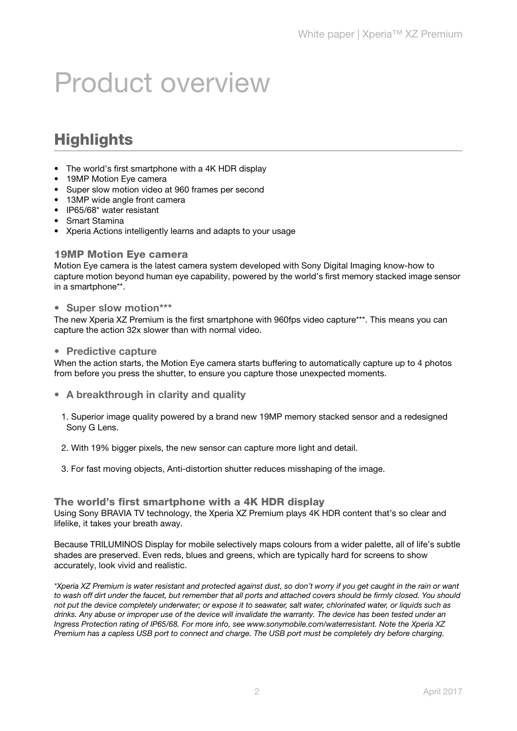# Product overview

## Highlights

- The world's first smartphone with a 4K HDR display
- 19MP Motion Eye camera
- Super slow motion video at 960 frames per second
- 13MP wide angle front camera
- IP65/68* water resistant
- Smart Stamina
- Xperia Actions intelligently learns and adapts to your usage

### 19MP Motion Eye camera

Motion Eye camera is the latest camera system developed with Sony Digital Imaging know-how to capture motion beyond human eye capability, powered by the world's first memory stacked image sensor in a smartphone**.

- **Super slow motion*****

The new Xperia XZ Premium is the first smartphone with 960fps video capture***. This means you can capture the action 32x slower than with normal video.

- **Predictive capture**

When the action starts, the Motion Eye camera starts buffering to automatically capture up to 4 photos from before you press the shutter, to ensure you capture those unexpected moments.

- **A breakthrough in clarity and quality**

1. Superior image quality powered by a brand new 19MP memory stacked sensor and a redesigned Sony G Lens.

2. With 19% bigger pixels, the new sensor can capture more light and detail.

3. For fast moving objects, Anti-distortion shutter reduces misshaping of the image.

### The world's first smartphone with a 4K HDR display

Using Sony BRAVIA TV technology, the Xperia XZ Premium plays 4K HDR content that's so clear and lifelike, it takes your breath away.

Because TRILUMINOS Display for mobile selectively maps colours from a wider palette, all of life's subtle shades are preserved. Even reds, blues and greens, which are typically hard for screens to show accurately, look vivid and realistic.

*\*Xperia XZ Premium is water resistant and protected against dust, so don't worry if you get caught in the rain or want to wash off dirt under the faucet, but remember that all ports and attached covers should be firmly closed. You should not put the device completely underwater; or expose it to seawater, salt water, chlorinated water, or liquids such as drinks. Any abuse or improper use of the device will invalidate the warranty. The device has been tested under an Ingress Protection rating of IP65/68. For more info, see www.sonymobile.com/waterresistant. Note the Xperia XZ Premium has a capless USB port to connect and charge. The USB port must be completely dry before charging.*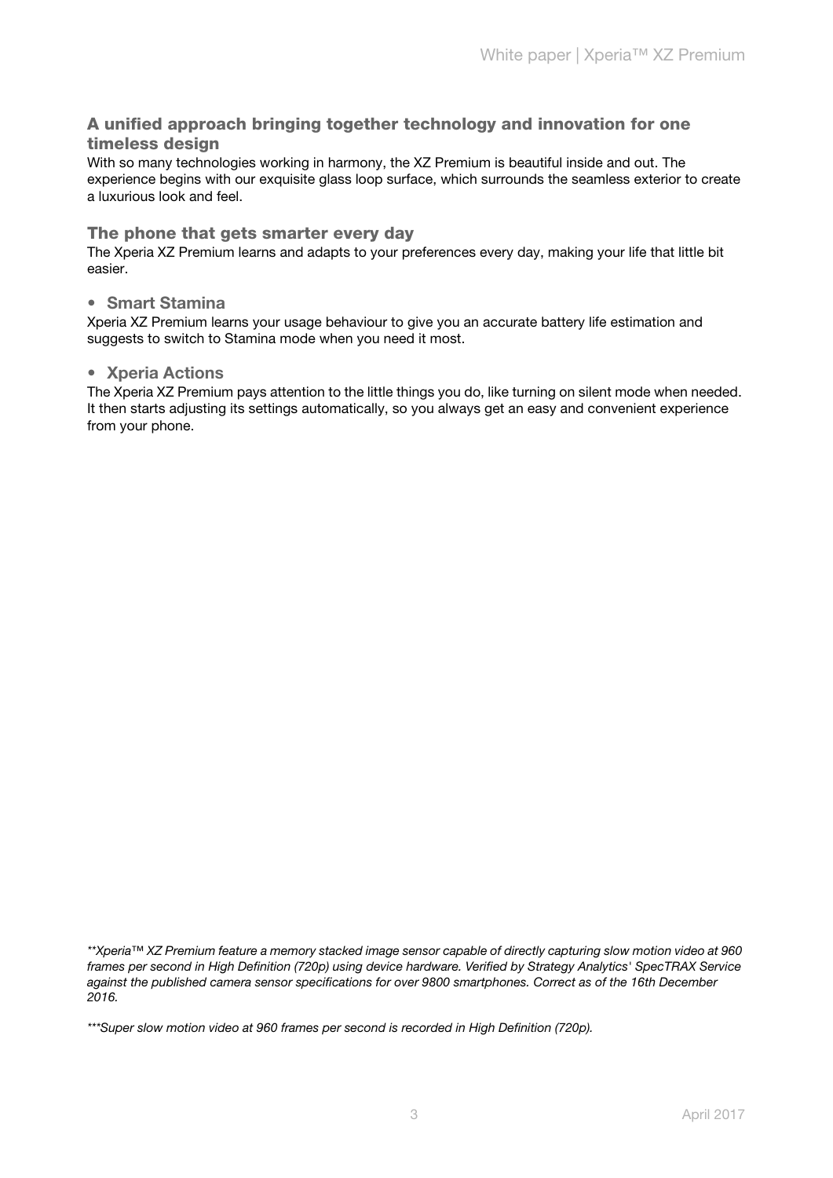## A unified approach bringing together technology and innovation for one timeless design

With so many technologies working in harmony, the XZ Premium is beautiful inside and out. The experience begins with our exquisite glass loop surface, which surrounds the seamless exterior to create a luxurious look and feel.

## The phone that gets smarter every day

The Xperia XZ Premium learns and adapts to your preferences every day, making your life that little bit easier.

- **Smart Stamina**

Xperia XZ Premium learns your usage behaviour to give you an accurate battery life estimation and suggests to switch to Stamina mode when you need it most.

- **Xperia Actions**

The Xperia XZ Premium pays attention to the little things you do, like turning on silent mode when needed. It then starts adjusting its settings automatically, so you always get an easy and convenient experience from your phone.

*\*\*Xperia™ XZ Premium feature a memory stacked image sensor capable of directly capturing slow motion video at 960 frames per second in High Definition (720p) using device hardware. Verified by Strategy Analytics' SpecTRAX Service against the published camera sensor specifications for over 9800 smartphones. Correct as of the 16th December 2016.*

*\*\*\*Super slow motion video at 960 frames per second is recorded in High Definition (720p).*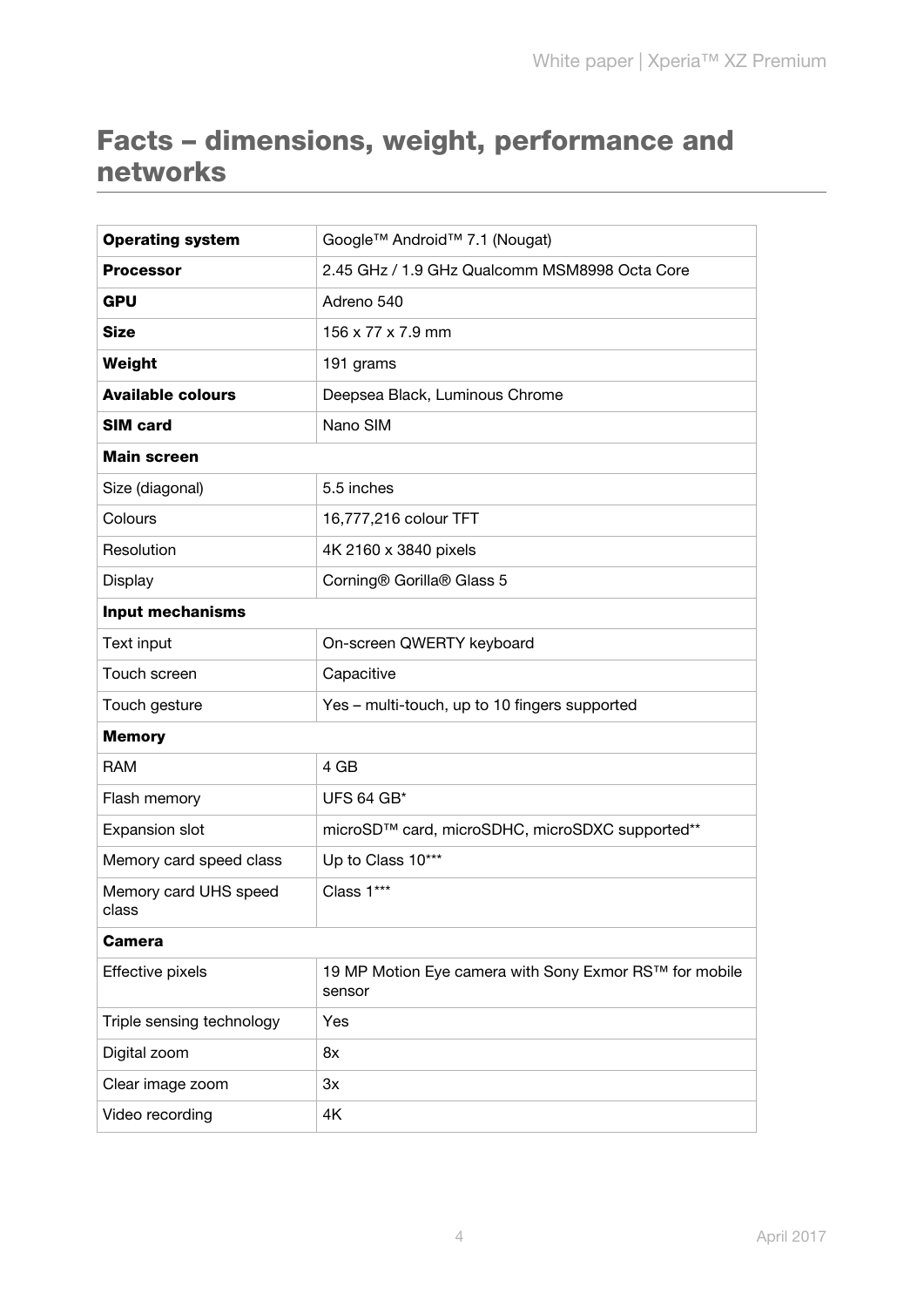# Facts – dimensions, weight, performance and networks

| | |
|---|---|
| **Operating system** | Google™ Android™ 7.1 (Nougat) |
| **Processor** | 2.45 GHz / 1.9 GHz Qualcomm MSM8998 Octa Core |
| **GPU** | Adreno 540 |
| **Size** | 156 x 77 x 7.9 mm |
| **Weight** | 191 grams |
| **Available colours** | Deepsea Black, Luminous Chrome |
| **SIM card** | Nano SIM |
| **Main screen** | |
| Size (diagonal) | 5.5 inches |
| Colours | 16,777,216 colour TFT |
| Resolution | 4K 2160 x 3840 pixels |
| Display | Corning® Gorilla® Glass 5 |
| **Input mechanisms** | |
| Text input | On-screen QWERTY keyboard |
| Touch screen | Capacitive |
| Touch gesture | Yes – multi-touch, up to 10 fingers supported |
| **Memory** | |
| RAM | 4 GB |
| Flash memory | UFS 64 GB* |
| Expansion slot | microSD™ card, microSDHC, microSDXC supported** |
| Memory card speed class | Up to Class 10*** |
| Memory card UHS speed class | Class 1*** |
| **Camera** | |
| Effective pixels | 19 MP Motion Eye camera with Sony Exmor RS™ for mobile sensor |
| Triple sensing technology | Yes |
| Digital zoom | 8x |
| Clear image zoom | 3x |
| Video recording | 4K |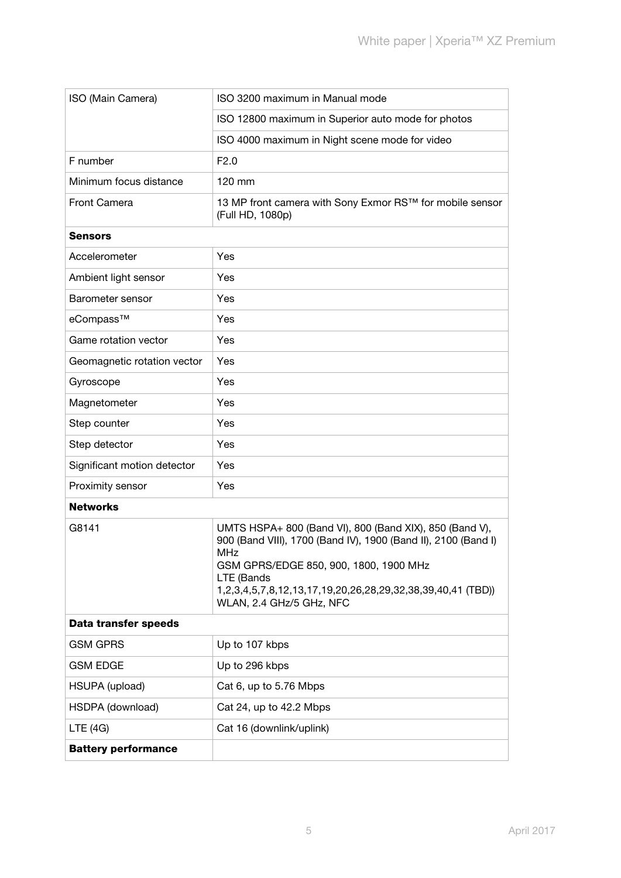| | |
|---|---|
| ISO (Main Camera) | ISO 3200 maximum in Manual mode |
| | ISO 12800 maximum in Superior auto mode for photos |
| | ISO 4000 maximum in Night scene mode for video |
| F number | F2.0 |
| Minimum focus distance | 120 mm |
| Front Camera | 13 MP front camera with Sony Exmor RS™ for mobile sensor (Full HD, 1080p) |
| **Sensors** | |
| Accelerometer | Yes |
| Ambient light sensor | Yes |
| Barometer sensor | Yes |
| eCompass™ | Yes |
| Game rotation vector | Yes |
| Geomagnetic rotation vector | Yes |
| Gyroscope | Yes |
| Magnetometer | Yes |
| Step counter | Yes |
| Step detector | Yes |
| Significant motion detector | Yes |
| Proximity sensor | Yes |
| **Networks** | |
| G8141 | UMTS HSPA+ 800 (Band VI), 800 (Band XIX), 850 (Band V), 900 (Band VIII), 1700 (Band IV), 1900 (Band II), 2100 (Band I) MHz<br>GSM GPRS/EDGE 850, 900, 1800, 1900 MHz<br>LTE (Bands 1,2,3,4,5,7,8,12,13,17,19,20,26,28,29,32,38,39,40,41 (TBD))<br>WLAN, 2.4 GHz/5 GHz, NFC |
| **Data transfer speeds** | |
| GSM GPRS | Up to 107 kbps |
| GSM EDGE | Up to 296 kbps |
| HSUPA (upload) | Cat 6, up to 5.76 Mbps |
| HSDPA (download) | Cat 24, up to 42.2 Mbps |
| LTE (4G) | Cat 16 (downlink/uplink) |
| **Battery performance** | |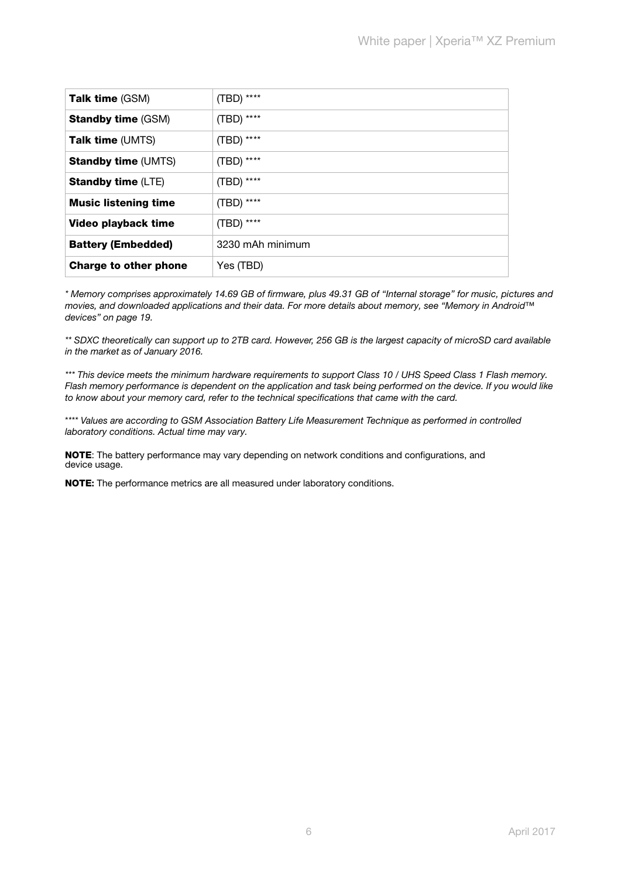| | |
|---|---|
| **Talk time** (GSM) | (TBD) **** |
| **Standby time** (GSM) | (TBD) **** |
| **Talk time** (UMTS) | (TBD) **** |
| **Standby time** (UMTS) | (TBD) **** |
| **Standby time** (LTE) | (TBD) **** |
| **Music listening time** | (TBD) **** |
| **Video playback time** | (TBD) **** |
| **Battery (Embedded)** | 3230 mAh minimum |
| **Charge to other phone** | Yes (TBD) |

*\* Memory comprises approximately 14.69 GB of firmware, plus 49.31 GB of "Internal storage" for music, pictures and movies, and downloaded applications and their data. For more details about memory, see "Memory in Android™ devices" on page 19.*

*\*\* SDXC theoretically can support up to 2TB card. However, 256 GB is the largest capacity of microSD card available in the market as of January 2016.*

*\*\*\* This device meets the minimum hardware requirements to support Class 10 / UHS Speed Class 1 Flash memory. Flash memory performance is dependent on the application and task being performed on the device. If you would like to know about your memory card, refer to the technical specifications that came with the card.*

*\*\*\*\* Values are according to GSM Association Battery Life Measurement Technique as performed in controlled laboratory conditions. Actual time may vary.*

**NOTE**: The battery performance may vary depending on network conditions and configurations, and device usage.

**NOTE:** The performance metrics are all measured under laboratory conditions.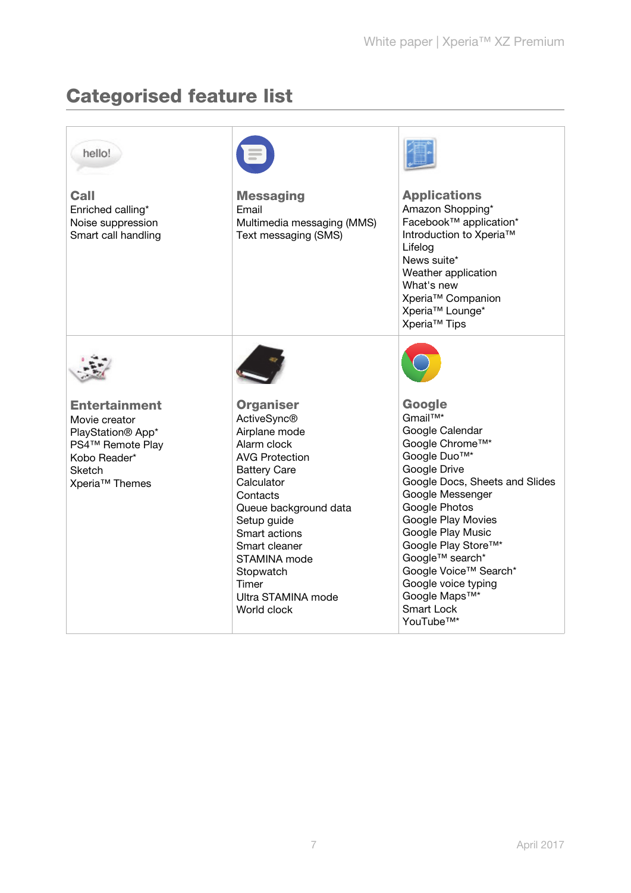# Categorised feature list

| | | |
|---|---|---|
| **Call**<br>Enriched calling*<br>Noise suppression<br>Smart call handling | **Messaging**<br>Email<br>Multimedia messaging (MMS)<br>Text messaging (SMS) | **Applications**<br>Amazon Shopping*<br>Facebook™ application*<br>Introduction to Xperia™<br>Lifelog<br>News suite*<br>Weather application<br>What's new<br>Xperia™ Companion<br>Xperia™ Lounge*<br>Xperia™ Tips |
| **Entertainment**<br>Movie creator<br>PlayStation® App*<br>PS4™ Remote Play<br>Kobo Reader*<br>Sketch<br>Xperia™ Themes | **Organiser**<br>ActiveSync®<br>Airplane mode<br>Alarm clock<br>AVG Protection<br>Battery Care<br>Calculator<br>Contacts<br>Queue background data<br>Setup guide<br>Smart actions<br>Smart cleaner<br>STAMINA mode<br>Stopwatch<br>Timer<br>Ultra STAMINA mode<br>World clock | **Google**<br>Gmail™*<br>Google Calendar<br>Google Chrome™*<br>Google Duo™*<br>Google Drive<br>Google Docs, Sheets and Slides<br>Google Messenger<br>Google Photos<br>Google Play Movies<br>Google Play Music<br>Google Play Store™*<br>Google™ search*<br>Google Voice™ Search*<br>Google voice typing<br>Google Maps™*<br>Smart Lock<br>YouTube™* |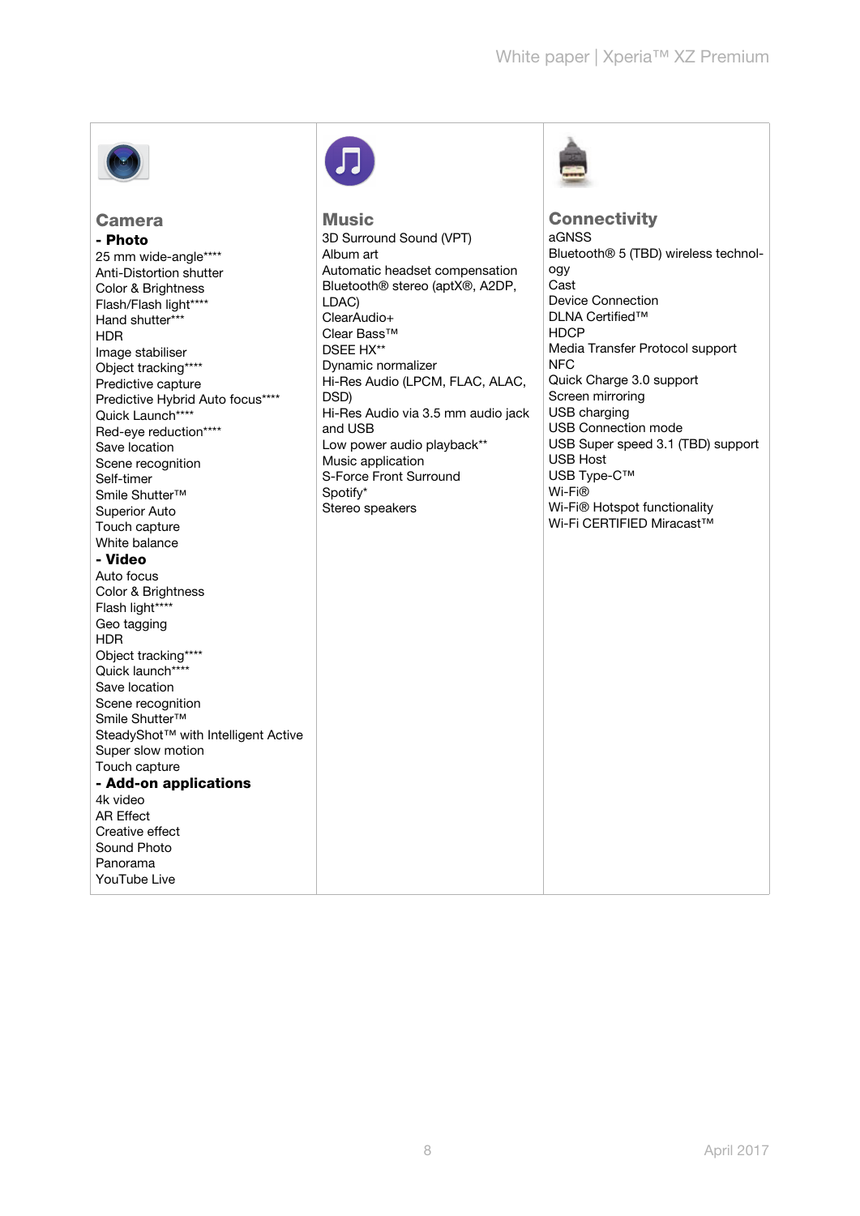## Camera

**- Photo**

25 mm wide-angle****
Anti-Distortion shutter
Color & Brightness
Flash/Flash light****
Hand shutter***
HDR
Image stabiliser
Object tracking****
Predictive capture
Predictive Hybrid Auto focus****
Quick Launch****
Red-eye reduction****
Save location
Scene recognition
Self-timer
Smile Shutter™
Superior Auto
Touch capture
White balance

**- Video**

Auto focus
Color & Brightness
Flash light****
Geo tagging
HDR
Object tracking****
Quick launch****
Save location
Scene recognition
Smile Shutter™
SteadyShot™ with Intelligent Active
Super slow motion
Touch capture

**- Add-on applications**

4k video
AR Effect
Creative effect
Sound Photo
Panorama
YouTube Live

## Music

3D Surround Sound (VPT)
Album art
Automatic headset compensation
Bluetooth® stereo (aptX®, A2DP, LDAC)
ClearAudio+
Clear Bass™
DSEE HX**
Dynamic normalizer
Hi-Res Audio (LPCM, FLAC, ALAC, DSD)
Hi-Res Audio via 3.5 mm audio jack and USB
Low power audio playback**
Music application
S-Force Front Surround
Spotify*
Stereo speakers

## Connectivity

aGNSS
Bluetooth® 5 (TBD) wireless technology
Cast
Device Connection
DLNA Certified™
HDCP
Media Transfer Protocol support
NFC
Quick Charge 3.0 support
Screen mirroring
USB charging
USB Connection mode
USB Super speed 3.1 (TBD) support
USB Host
USB Type-C™
Wi-Fi®
Wi-Fi® Hotspot functionality
Wi-Fi CERTIFIED Miracast™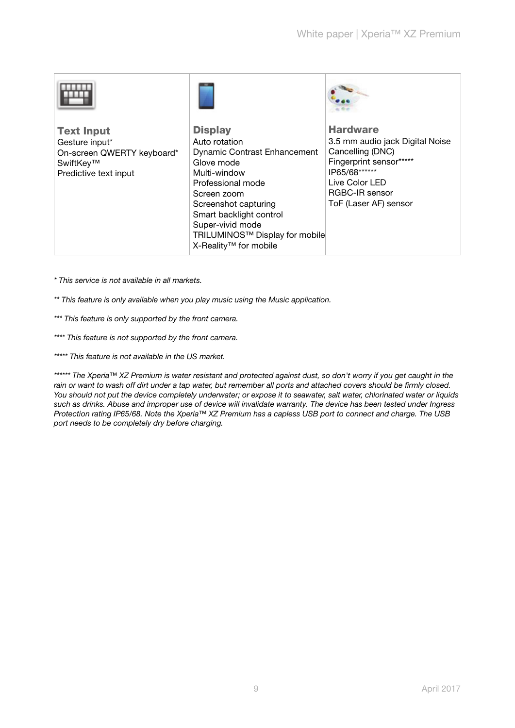| Text Input | Display | Hardware |
| --- | --- | --- |
| Gesture input*<br>On-screen QWERTY keyboard*<br>SwiftKey™<br>Predictive text input | Auto rotation<br>Dynamic Contrast Enhancement<br>Glove mode<br>Multi-window<br>Professional mode<br>Screen zoom<br>Screenshot capturing<br>Smart backlight control<br>Super-vivid mode<br>TRILUMINOS™ Display for mobile<br>X-Reality™ for mobile | 3.5 mm audio jack Digital Noise Cancelling (DNC)<br>Fingerprint sensor*****<br>IP65/68******<br>Live Color LED<br>RGBC-IR sensor<br>ToF (Laser AF) sensor |

*\* This service is not available in all markets.*

*\*\* This feature is only available when you play music using the Music application.*

*\*\*\* This feature is only supported by the front camera.*

*\*\*\*\* This feature is not supported by the front camera.*

*\*\*\*\*\* This feature is not available in the US market.*

*\*\*\*\*\*\* The Xperia™ XZ Premium is water resistant and protected against dust, so don't worry if you get caught in the rain or want to wash off dirt under a tap water, but remember all ports and attached covers should be firmly closed. You should not put the device completely underwater; or expose it to seawater, salt water, chlorinated water or liquids such as drinks. Abuse and improper use of device will invalidate warranty. The device has been tested under Ingress Protection rating IP65/68. Note the Xperia™ XZ Premium has a capless USB port to connect and charge. The USB port needs to be completely dry before charging.*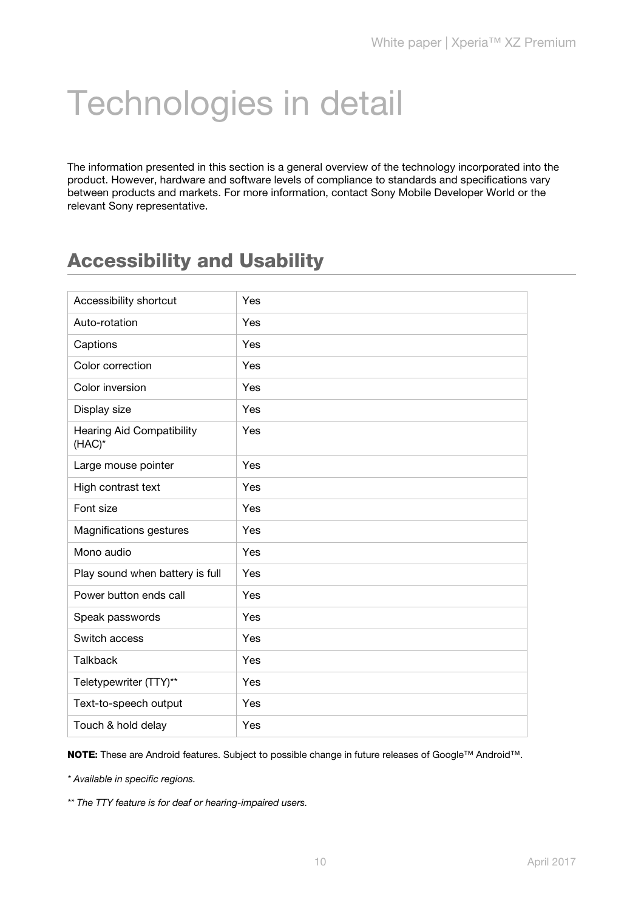# Technologies in detail

The information presented in this section is a general overview of the technology incorporated into the product. However, hardware and software levels of compliance to standards and specifications vary between products and markets. For more information, contact Sony Mobile Developer World or the relevant Sony representative.

## Accessibility and Usability

| | |
|---|---|
| Accessibility shortcut | Yes |
| Auto-rotation | Yes |
| Captions | Yes |
| Color correction | Yes |
| Color inversion | Yes |
| Display size | Yes |
| Hearing Aid Compatibility (HAC)* | Yes |
| Large mouse pointer | Yes |
| High contrast text | Yes |
| Font size | Yes |
| Magnifications gestures | Yes |
| Mono audio | Yes |
| Play sound when battery is full | Yes |
| Power button ends call | Yes |
| Speak passwords | Yes |
| Switch access | Yes |
| Talkback | Yes |
| Teletypewriter (TTY)** | Yes |
| Text-to-speech output | Yes |
| Touch & hold delay | Yes |

**NOTE:** These are Android features. Subject to possible change in future releases of Google™ Android™.

*\* Available in specific regions.*

*\*\* The TTY feature is for deaf or hearing-impaired users.*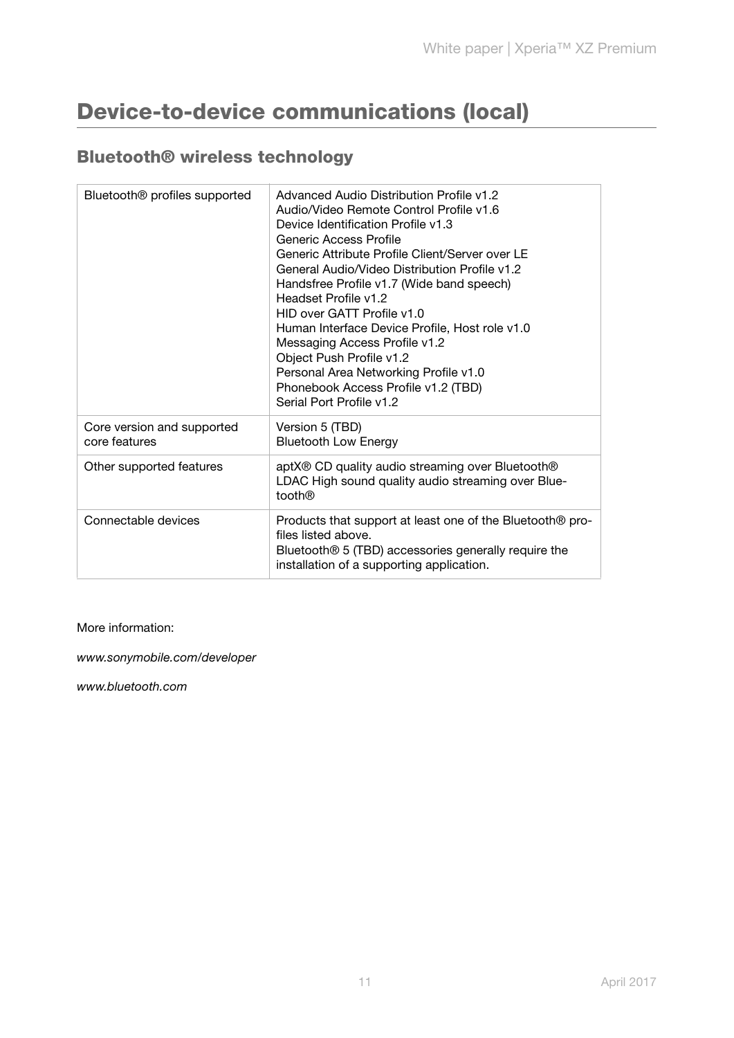# Device-to-device communications (local)

## Bluetooth® wireless technology

| | |
|---|---|
| Bluetooth® profiles supported | Advanced Audio Distribution Profile v1.2<br>Audio/Video Remote Control Profile v1.6<br>Device Identification Profile v1.3<br>Generic Access Profile<br>Generic Attribute Profile Client/Server over LE<br>General Audio/Video Distribution Profile v1.2<br>Handsfree Profile v1.7 (Wide band speech)<br>Headset Profile v1.2<br>HID over GATT Profile v1.0<br>Human Interface Device Profile, Host role v1.0<br>Messaging Access Profile v1.2<br>Object Push Profile v1.2<br>Personal Area Networking Profile v1.0<br>Phonebook Access Profile v1.2 (TBD)<br>Serial Port Profile v1.2 |
| Core version and supported core features | Version 5 (TBD)<br>Bluetooth Low Energy |
| Other supported features | aptX® CD quality audio streaming over Bluetooth®<br>LDAC High sound quality audio streaming over Bluetooth® |
| Connectable devices | Products that support at least one of the Bluetooth® profiles listed above.<br>Bluetooth® 5 (TBD) accessories generally require the installation of a supporting application. |

More information:

*www.sonymobile.com/developer*

*www.bluetooth.com*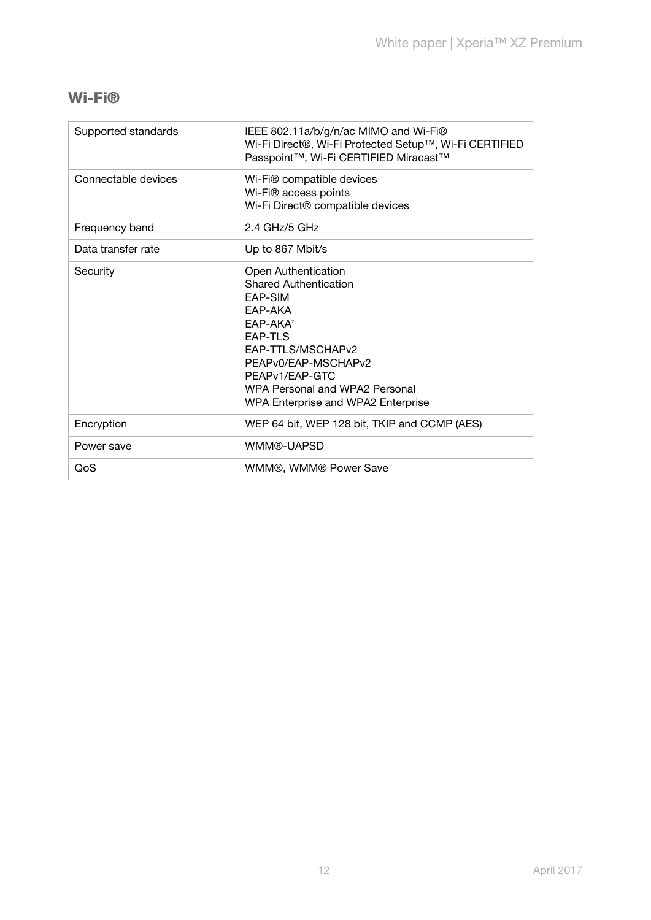## Wi-Fi®

| | |
|---|---|
| Supported standards | IEEE 802.11a/b/g/n/ac MIMO and Wi-Fi® Wi-Fi Direct®, Wi-Fi Protected Setup™, Wi-Fi CERTIFIED Passpoint™, Wi-Fi CERTIFIED Miracast™ |
| Connectable devices | Wi-Fi® compatible devices<br>Wi-Fi® access points<br>Wi-Fi Direct® compatible devices |
| Frequency band | 2.4 GHz/5 GHz |
| Data transfer rate | Up to 867 Mbit/s |
| Security | Open Authentication<br>Shared Authentication<br>EAP-SIM<br>EAP-AKA<br>EAP-AKA’<br>EAP-TLS<br>EAP-TTLS/MSCHAPv2<br>PEAPv0/EAP-MSCHAPv2<br>PEAPv1/EAP-GTC<br>WPA Personal and WPA2 Personal<br>WPA Enterprise and WPA2 Enterprise |
| Encryption | WEP 64 bit, WEP 128 bit, TKIP and CCMP (AES) |
| Power save | WMM®-UAPSD |
| QoS | WMM®, WMM® Power Save |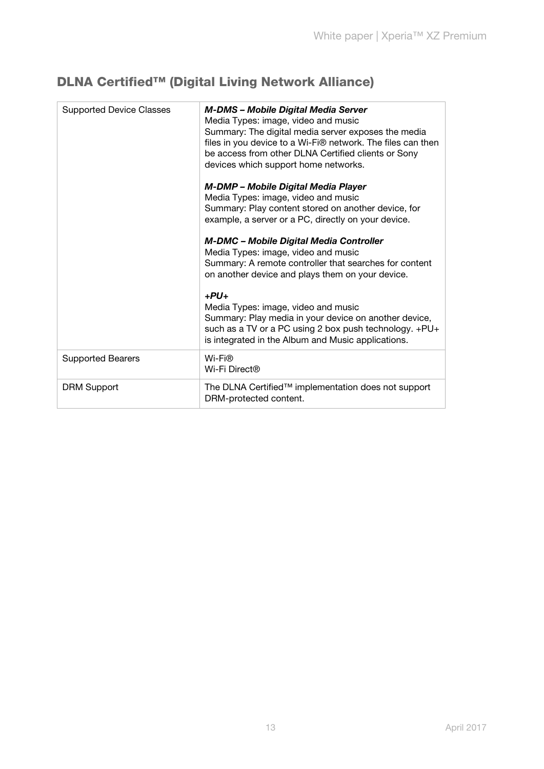## DLNA Certified™ (Digital Living Network Alliance)

| | |
|---|---|
| Supported Device Classes | ***M-DMS – Mobile Digital Media Server***<br>Media Types: image, video and music<br>Summary: The digital media server exposes the media files in you device to a Wi-Fi® network. The files can then be access from other DLNA Certified clients or Sony devices which support home networks.<br><br>***M-DMP – Mobile Digital Media Player***<br>Media Types: image, video and music<br>Summary: Play content stored on another device, for example, a server or a PC, directly on your device.<br><br>***M-DMC – Mobile Digital Media Controller***<br>Media Types: image, video and music<br>Summary: A remote controller that searches for content on another device and plays them on your device.<br><br>***+PU+***<br>Media Types: image, video and music<br>Summary: Play media in your device on another device, such as a TV or a PC using 2 box push technology. +PU+ is integrated in the Album and Music applications. |
| Supported Bearers | Wi-Fi®<br>Wi-Fi Direct® |
| DRM Support | The DLNA Certified™ implementation does not support DRM-protected content. |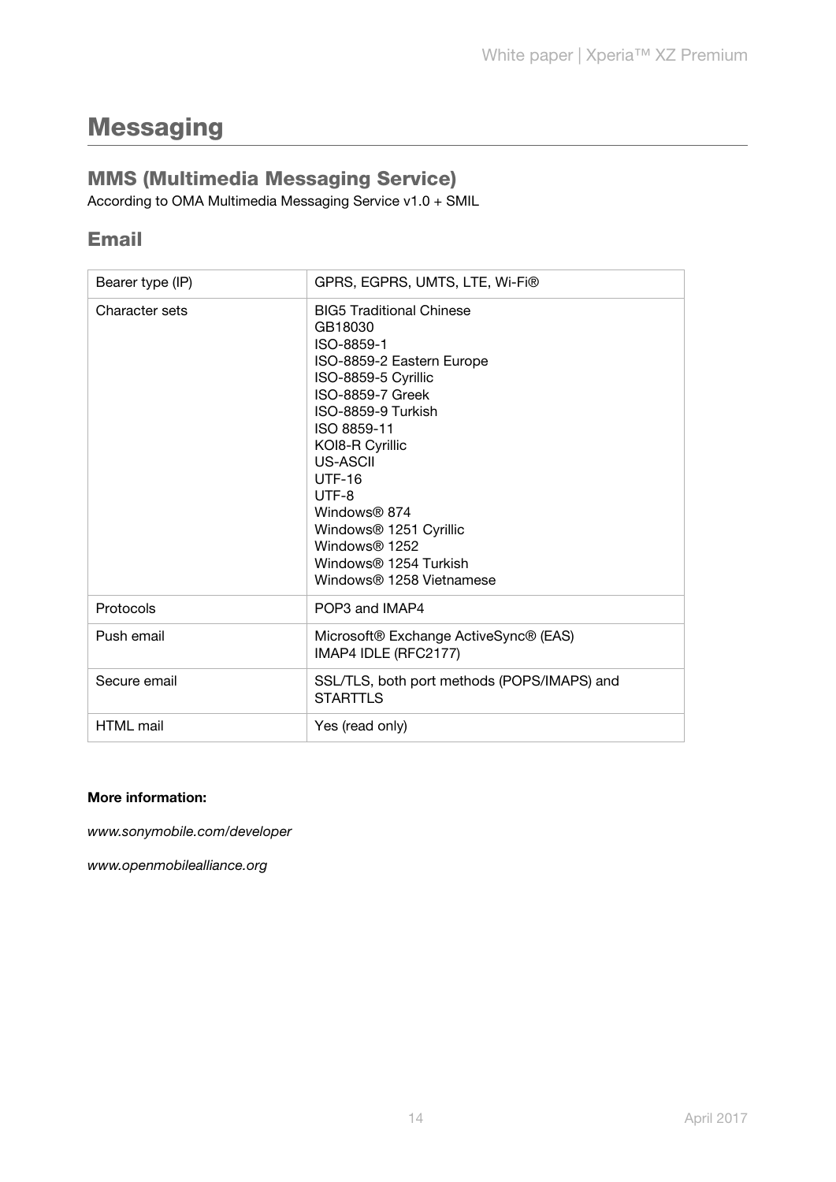# Messaging

## MMS (Multimedia Messaging Service)

According to OMA Multimedia Messaging Service v1.0 + SMIL

## Email

| | |
|---|---|
| Bearer type (IP) | GPRS, EGPRS, UMTS, LTE, Wi-Fi® |
| Character sets | BIG5 Traditional Chinese<br>GB18030<br>ISO-8859-1<br>ISO-8859-2 Eastern Europe<br>ISO-8859-5 Cyrillic<br>ISO-8859-7 Greek<br>ISO-8859-9 Turkish<br>ISO 8859-11<br>KOI8-R Cyrillic<br>US-ASCII<br>UTF-16<br>UTF-8<br>Windows® 874<br>Windows® 1251 Cyrillic<br>Windows® 1252<br>Windows® 1254 Turkish<br>Windows® 1258 Vietnamese |
| Protocols | POP3 and IMAP4 |
| Push email | Microsoft® Exchange ActiveSync® (EAS)<br>IMAP4 IDLE (RFC2177) |
| Secure email | SSL/TLS, both port methods (POPS/IMAPS) and STARTTLS |
| HTML mail | Yes (read only) |

**More information:**

*www.sonymobile.com/developer*

*www.openmobilealliance.org*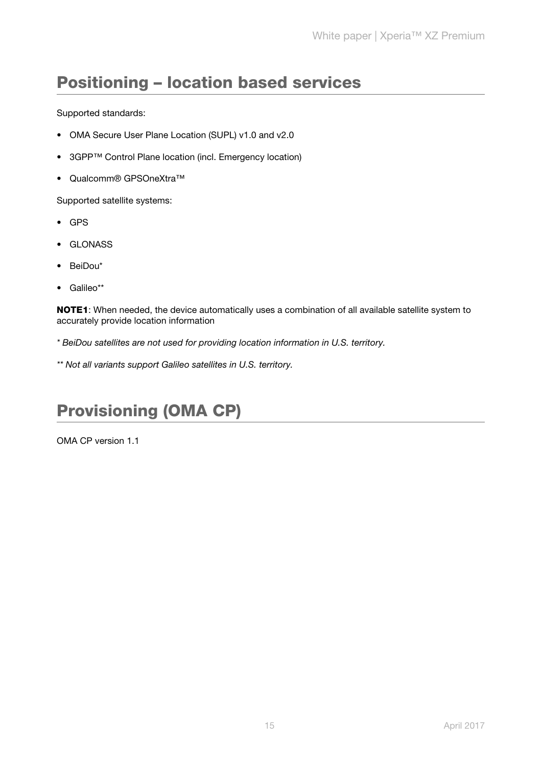# Positioning – location based services

Supported standards:

- OMA Secure User Plane Location (SUPL) v1.0 and v2.0
- 3GPP™ Control Plane location (incl. Emergency location)
- Qualcomm® GPSOneXtra™

Supported satellite systems:

- GPS
- GLONASS
- BeiDou*
- Galileo**

**NOTE1**: When needed, the device automatically uses a combination of all available satellite system to accurately provide location information

*\* BeiDou satellites are not used for providing location information in U.S. territory.*

*\*\* Not all variants support Galileo satellites in U.S. territory.*

# Provisioning (OMA CP)

OMA CP version 1.1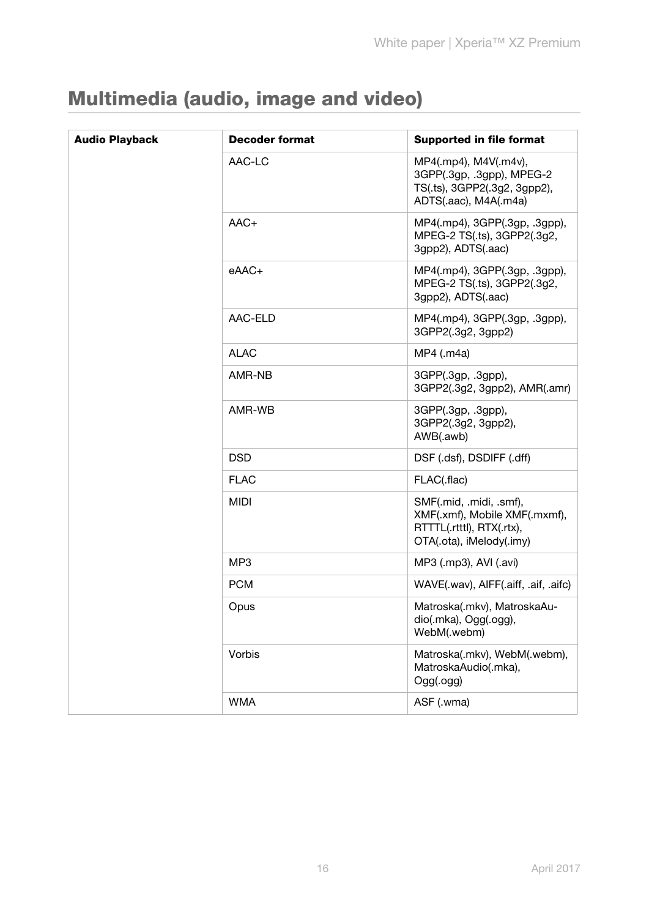# Multimedia (audio, image and video)

| Audio Playback | Decoder format | Supported in file format |
|---|---|---|
| | AAC-LC | MP4(.mp4), M4V(.m4v), 3GPP(.3gp, .3gpp), MPEG-2 TS(.ts), 3GPP2(.3g2, 3gpp2), ADTS(.aac), M4A(.m4a) |
| | AAC+ | MP4(.mp4), 3GPP(.3gp, .3gpp), MPEG-2 TS(.ts), 3GPP2(.3g2, 3gpp2), ADTS(.aac) |
| | eAAC+ | MP4(.mp4), 3GPP(.3gp, .3gpp), MPEG-2 TS(.ts), 3GPP2(.3g2, 3gpp2), ADTS(.aac) |
| | AAC-ELD | MP4(.mp4), 3GPP(.3gp, .3gpp), 3GPP2(.3g2, 3gpp2) |
| | ALAC | MP4 (.m4a) |
| | AMR-NB | 3GPP(.3gp, .3gpp), 3GPP2(.3g2, 3gpp2), AMR(.amr) |
| | AMR-WB | 3GPP(.3gp, .3gpp), 3GPP2(.3g2, 3gpp2), AWB(.awb) |
| | DSD | DSF (.dsf), DSDIFF (.dff) |
| | FLAC | FLAC(.flac) |
| | MIDI | SMF(.mid, .midi, .smf), XMF(.xmf), Mobile XMF(.mxmf), RTTTL(.rtttl), RTX(.rtx), OTA(.ota), iMelody(.imy) |
| | MP3 | MP3 (.mp3), AVI (.avi) |
| | PCM | WAVE(.wav), AIFF(.aiff, .aif, .aifc) |
| | Opus | Matroska(.mkv), MatroskaAudio(.mka), Ogg(.ogg), WebM(.webm) |
| | Vorbis | Matroska(.mkv), WebM(.webm), MatroskaAudio(.mka), Ogg(.ogg) |
| | WMA | ASF (.wma) |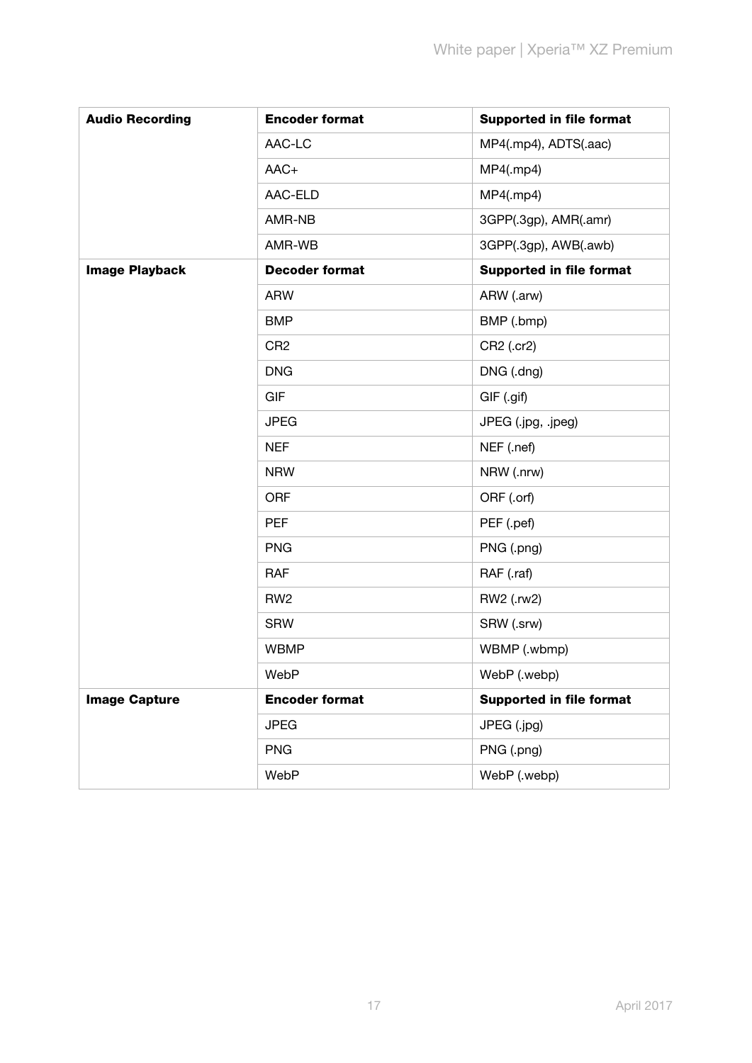| | | |
|---|---|---|
| **Audio Recording** | **Encoder format** | **Supported in file format** |
| | AAC-LC | MP4(.mp4), ADTS(.aac) |
| | AAC+ | MP4(.mp4) |
| | AAC-ELD | MP4(.mp4) |
| | AMR-NB | 3GPP(.3gp), AMR(.amr) |
| | AMR-WB | 3GPP(.3gp), AWB(.awb) |
| **Image Playback** | **Decoder format** | **Supported in file format** |
| | ARW | ARW (.arw) |
| | BMP | BMP (.bmp) |
| | CR2 | CR2 (.cr2) |
| | DNG | DNG (.dng) |
| | GIF | GIF (.gif) |
| | JPEG | JPEG (.jpg, .jpeg) |
| | NEF | NEF (.nef) |
| | NRW | NRW (.nrw) |
| | ORF | ORF (.orf) |
| | PEF | PEF (.pef) |
| | PNG | PNG (.png) |
| | RAF | RAF (.raf) |
| | RW2 | RW2 (.rw2) |
| | SRW | SRW (.srw) |
| | WBMP | WBMP (.wbmp) |
| | WebP | WebP (.webp) |
| **Image Capture** | **Encoder format** | **Supported in file format** |
| | JPEG | JPEG (.jpg) |
| | PNG | PNG (.png) |
| | WebP | WebP (.webp) |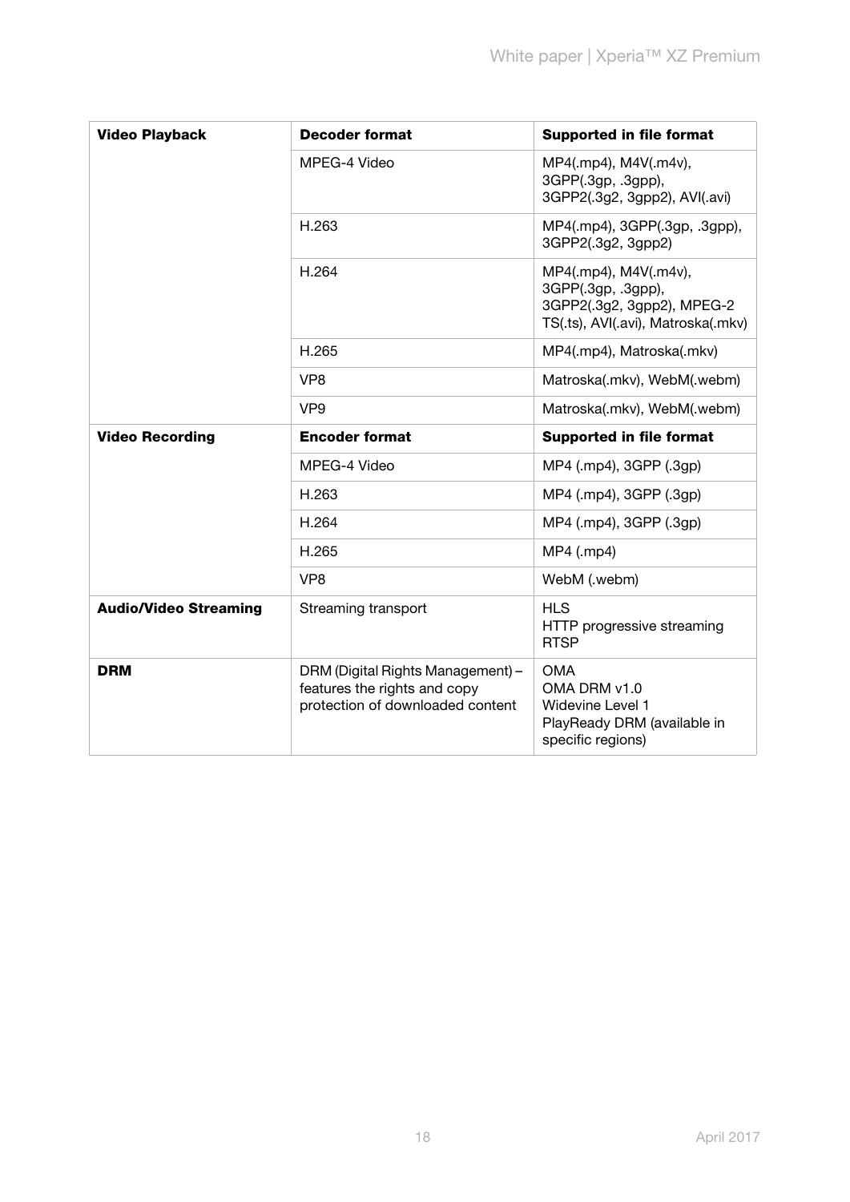| Video Playback | Decoder format | Supported in file format |
|---|---|---|
| | MPEG-4 Video | MP4(.mp4), M4V(.m4v), 3GPP(.3gp, .3gpp), 3GPP2(.3g2, 3gpp2), AVI(.avi) |
| | H.263 | MP4(.mp4), 3GPP(.3gp, .3gpp), 3GPP2(.3g2, 3gpp2) |
| | H.264 | MP4(.mp4), M4V(.m4v), 3GPP(.3gp, .3gpp), 3GPP2(.3g2, 3gpp2), MPEG-2 TS(.ts), AVI(.avi), Matroska(.mkv) |
| | H.265 | MP4(.mp4), Matroska(.mkv) |
| | VP8 | Matroska(.mkv), WebM(.webm) |
| | VP9 | Matroska(.mkv), WebM(.webm) |
| **Video Recording** | **Encoder format** | **Supported in file format** |
| | MPEG-4 Video | MP4 (.mp4), 3GPP (.3gp) |
| | H.263 | MP4 (.mp4), 3GPP (.3gp) |
| | H.264 | MP4 (.mp4), 3GPP (.3gp) |
| | H.265 | MP4 (.mp4) |
| | VP8 | WebM (.webm) |
| **Audio/Video Streaming** | Streaming transport | HLS<br>HTTP progressive streaming<br>RTSP |
| **DRM** | DRM (Digital Rights Management) – features the rights and copy protection of downloaded content | OMA<br>OMA DRM v1.0<br>Widevine Level 1<br>PlayReady DRM (available in specific regions) |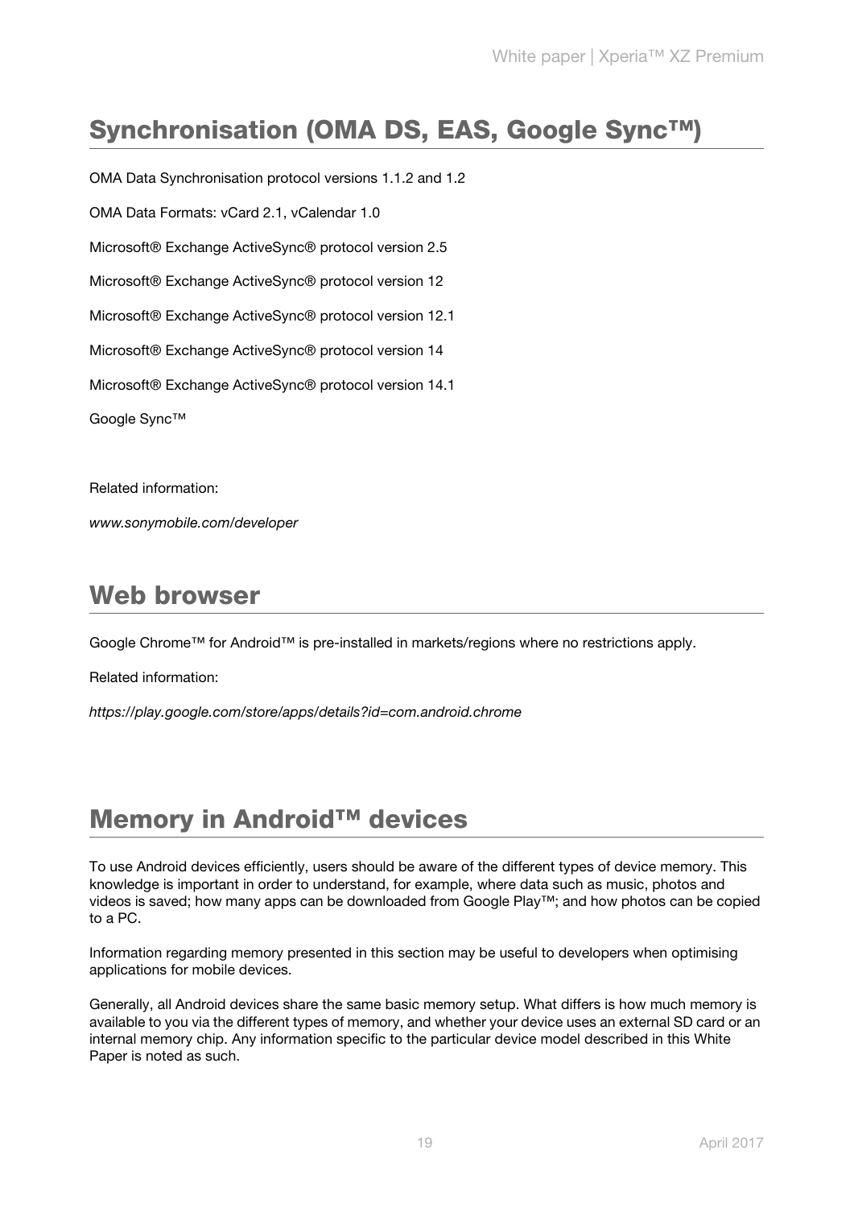# Synchronisation (OMA DS, EAS, Google Sync™)

OMA Data Synchronisation protocol versions 1.1.2 and 1.2

OMA Data Formats: vCard 2.1, vCalendar 1.0

Microsoft® Exchange ActiveSync® protocol version 2.5

Microsoft® Exchange ActiveSync® protocol version 12

Microsoft® Exchange ActiveSync® protocol version 12.1

Microsoft® Exchange ActiveSync® protocol version 14

Microsoft® Exchange ActiveSync® protocol version 14.1

Google Sync™

Related information:

*www.sonymobile.com/developer*

# Web browser

Google Chrome™ for Android™ is pre-installed in markets/regions where no restrictions apply.

Related information:

*https://play.google.com/store/apps/details?id=com.android.chrome*

# Memory in Android™ devices

To use Android devices efficiently, users should be aware of the different types of device memory. This knowledge is important in order to understand, for example, where data such as music, photos and videos is saved; how many apps can be downloaded from Google Play™; and how photos can be copied to a PC.

Information regarding memory presented in this section may be useful to developers when optimising applications for mobile devices.

Generally, all Android devices share the same basic memory setup. What differs is how much memory is available to you via the different types of memory, and whether your device uses an external SD card or an internal memory chip. Any information specific to the particular device model described in this White Paper is noted as such.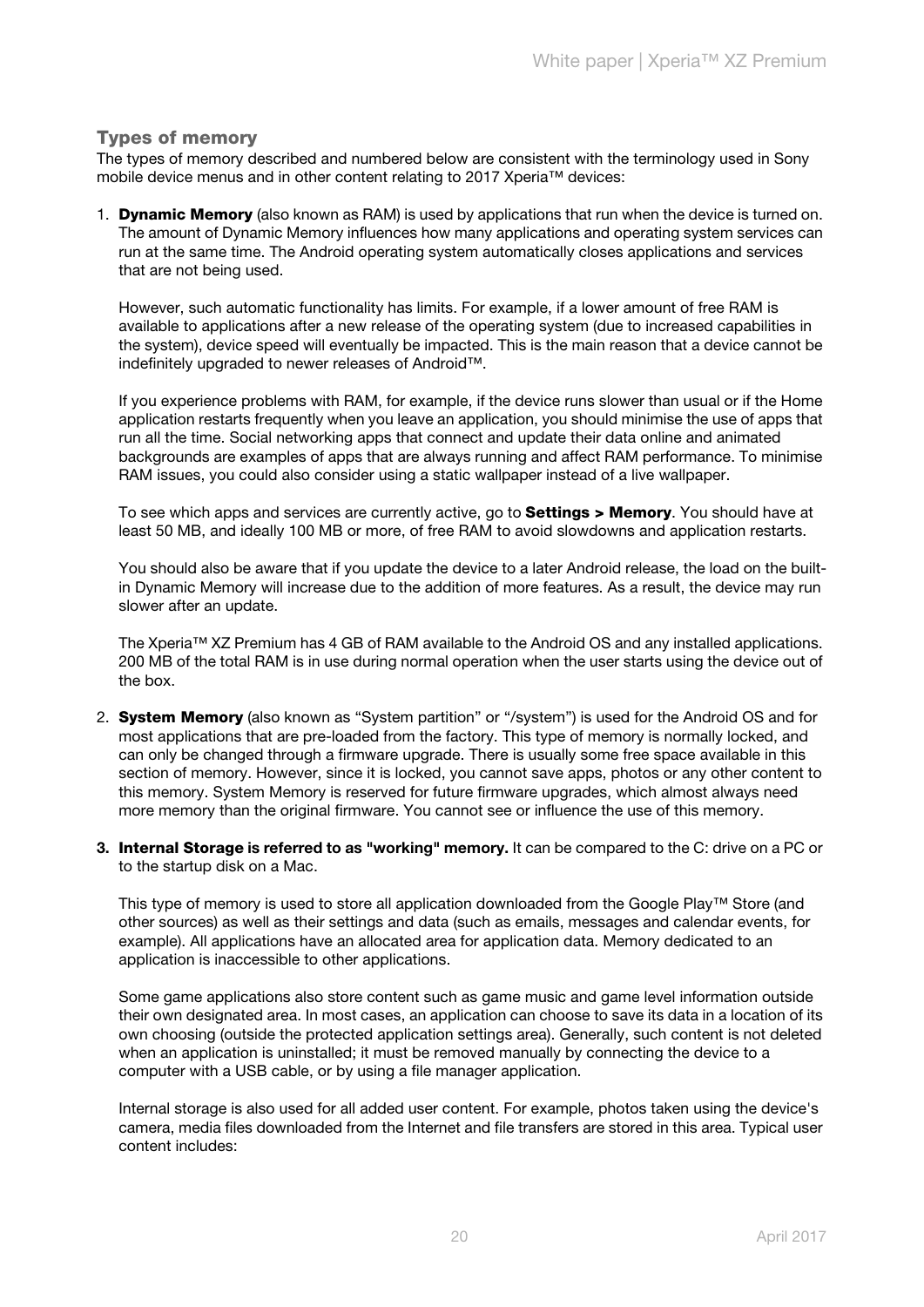### Types of memory

The types of memory described and numbered below are consistent with the terminology used in Sony mobile device menus and in other content relating to 2017 Xperia™ devices:

1. **Dynamic Memory** (also known as RAM) is used by applications that run when the device is turned on. The amount of Dynamic Memory influences how many applications and operating system services can run at the same time. The Android operating system automatically closes applications and services that are not being used.

   However, such automatic functionality has limits. For example, if a lower amount of free RAM is available to applications after a new release of the operating system (due to increased capabilities in the system), device speed will eventually be impacted. This is the main reason that a device cannot be indefinitely upgraded to newer releases of Android™.

   If you experience problems with RAM, for example, if the device runs slower than usual or if the Home application restarts frequently when you leave an application, you should minimise the use of apps that run all the time. Social networking apps that connect and update their data online and animated backgrounds are examples of apps that are always running and affect RAM performance. To minimise RAM issues, you could also consider using a static wallpaper instead of a live wallpaper.

   To see which apps and services are currently active, go to **Settings > Memory**. You should have at least 50 MB, and ideally 100 MB or more, of free RAM to avoid slowdowns and application restarts.

   You should also be aware that if you update the device to a later Android release, the load on the built-in Dynamic Memory will increase due to the addition of more features. As a result, the device may run slower after an update.

   The Xperia™ XZ Premium has 4 GB of RAM available to the Android OS and any installed applications. 200 MB of the total RAM is in use during normal operation when the user starts using the device out of the box.

2. **System Memory** (also known as “System partition” or “/system”) is used for the Android OS and for most applications that are pre-loaded from the factory. This type of memory is normally locked, and can only be changed through a firmware upgrade. There is usually some free space available in this section of memory. However, since it is locked, you cannot save apps, photos or any other content to this memory. System Memory is reserved for future firmware upgrades, which almost always need more memory than the original firmware. You cannot see or influence the use of this memory.

3. **Internal Storage is referred to as "working" memory.** It can be compared to the C: drive on a PC or to the startup disk on a Mac.

   This type of memory is used to store all application downloaded from the Google Play™ Store (and other sources) as well as their settings and data (such as emails, messages and calendar events, for example). All applications have an allocated area for application data. Memory dedicated to an application is inaccessible to other applications.

   Some game applications also store content such as game music and game level information outside their own designated area. In most cases, an application can choose to save its data in a location of its own choosing (outside the protected application settings area). Generally, such content is not deleted when an application is uninstalled; it must be removed manually by connecting the device to a computer with a USB cable, or by using a file manager application.

   Internal storage is also used for all added user content. For example, photos taken using the device's camera, media files downloaded from the Internet and file transfers are stored in this area. Typical user content includes: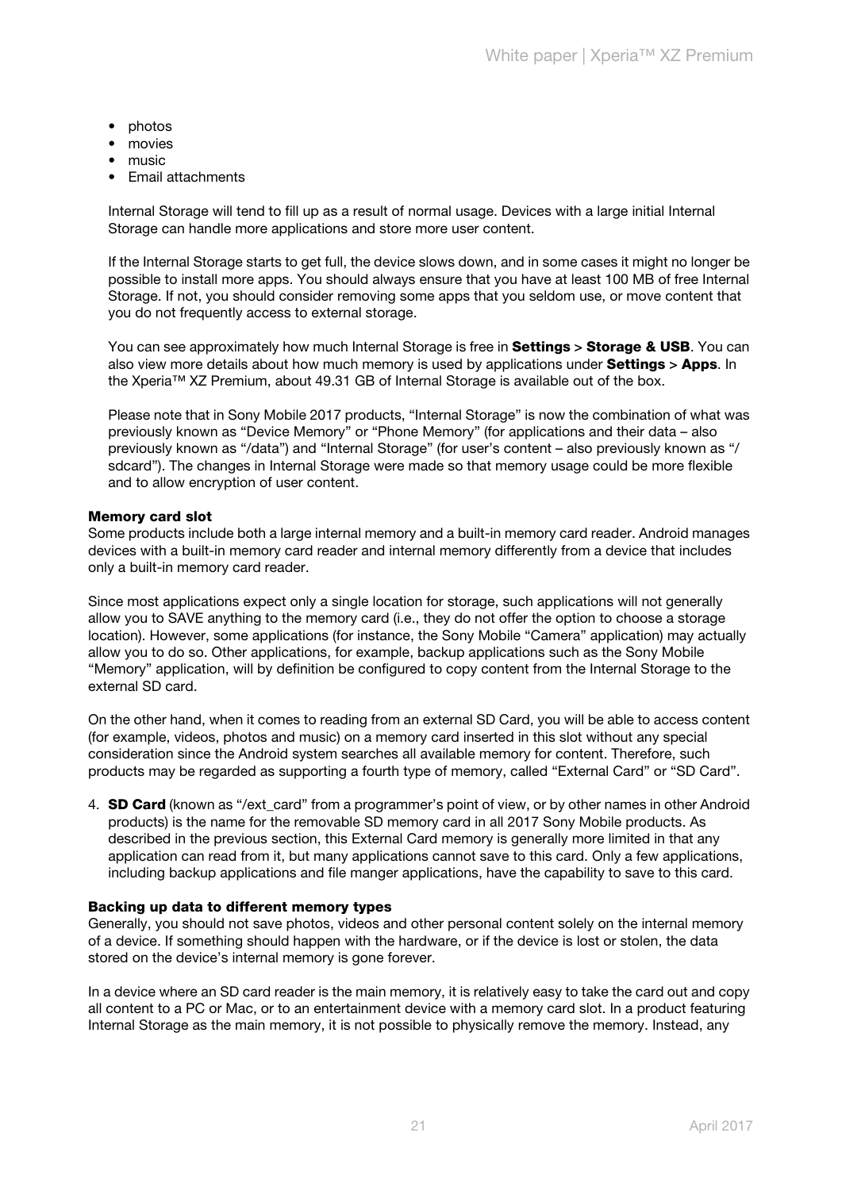- photos
- movies
- music
- Email attachments

Internal Storage will tend to fill up as a result of normal usage. Devices with a large initial Internal Storage can handle more applications and store more user content.

If the Internal Storage starts to get full, the device slows down, and in some cases it might no longer be possible to install more apps. You should always ensure that you have at least 100 MB of free Internal Storage. If not, you should consider removing some apps that you seldom use, or move content that you do not frequently access to external storage.

You can see approximately how much Internal Storage is free in **Settings** > **Storage & USB**. You can also view more details about how much memory is used by applications under **Settings** > **Apps**. In the Xperia™ XZ Premium, about 49.31 GB of Internal Storage is available out of the box.

Please note that in Sony Mobile 2017 products, "Internal Storage" is now the combination of what was previously known as "Device Memory" or "Phone Memory" (for applications and their data – also previously known as "/data") and "Internal Storage" (for user's content – also previously known as "/sdcard"). The changes in Internal Storage were made so that memory usage could be more flexible and to allow encryption of user content.

**Memory card slot**
Some products include both a large internal memory and a built-in memory card reader. Android manages devices with a built-in memory card reader and internal memory differently from a device that includes only a built-in memory card reader.

Since most applications expect only a single location for storage, such applications will not generally allow you to SAVE anything to the memory card (i.e., they do not offer the option to choose a storage location). However, some applications (for instance, the Sony Mobile "Camera" application) may actually allow you to do so. Other applications, for example, backup applications such as the Sony Mobile "Memory" application, will by definition be configured to copy content from the Internal Storage to the external SD card.

On the other hand, when it comes to reading from an external SD Card, you will be able to access content (for example, videos, photos and music) on a memory card inserted in this slot without any special consideration since the Android system searches all available memory for content. Therefore, such products may be regarded as supporting a fourth type of memory, called "External Card" or "SD Card".

4. **SD Card** (known as "/ext_card" from a programmer's point of view, or by other names in other Android products) is the name for the removable SD memory card in all 2017 Sony Mobile products. As described in the previous section, this External Card memory is generally more limited in that any application can read from it, but many applications cannot save to this card. Only a few applications, including backup applications and file manger applications, have the capability to save to this card.

**Backing up data to different memory types**
Generally, you should not save photos, videos and other personal content solely on the internal memory of a device. If something should happen with the hardware, or if the device is lost or stolen, the data stored on the device's internal memory is gone forever.

In a device where an SD card reader is the main memory, it is relatively easy to take the card out and copy all content to a PC or Mac, or to an entertainment device with a memory card slot. In a product featuring Internal Storage as the main memory, it is not possible to physically remove the memory. Instead, any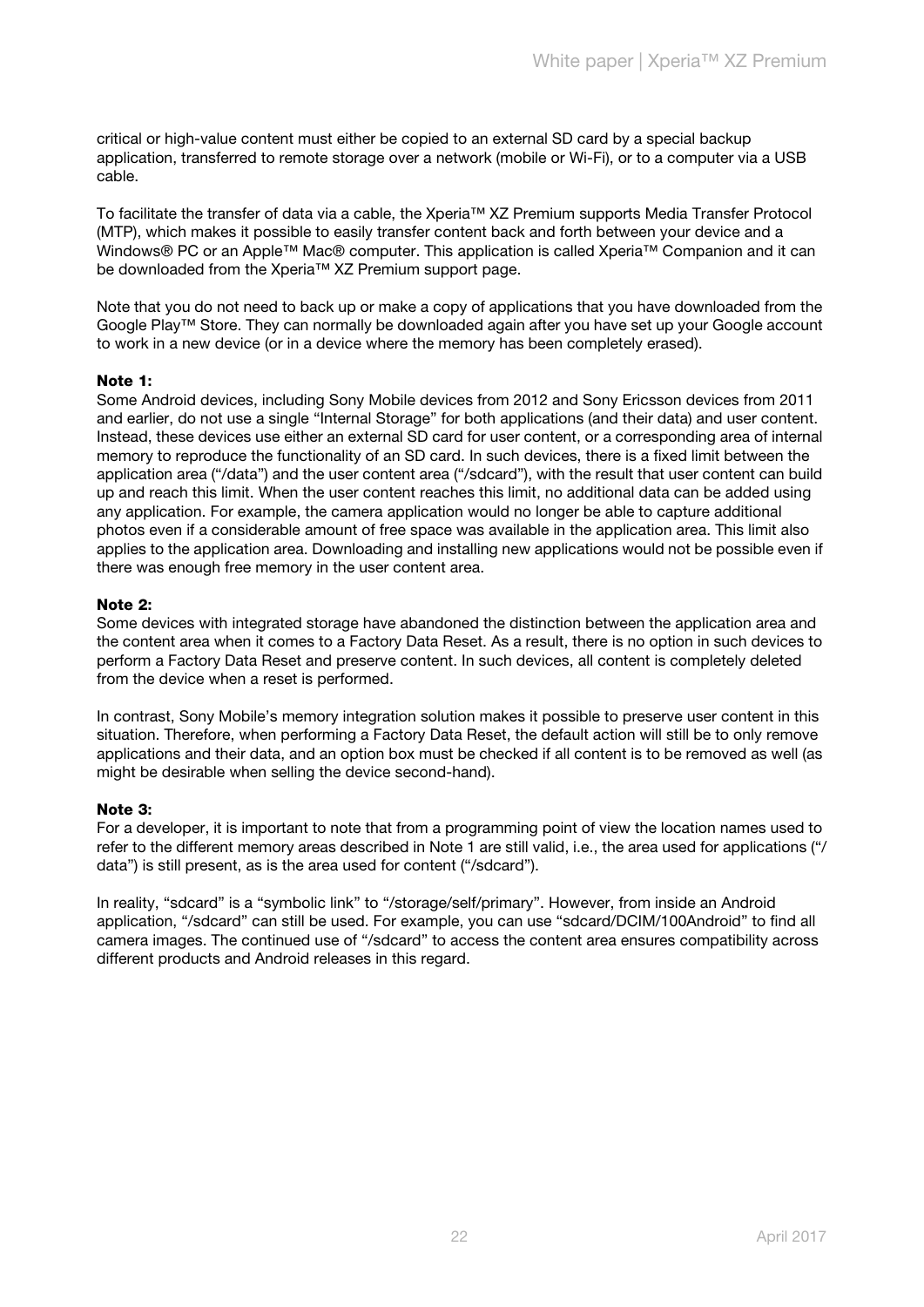critical or high-value content must either be copied to an external SD card by a special backup application, transferred to remote storage over a network (mobile or Wi-Fi), or to a computer via a USB cable.

To facilitate the transfer of data via a cable, the Xperia™ XZ Premium supports Media Transfer Protocol (MTP), which makes it possible to easily transfer content back and forth between your device and a Windows® PC or an Apple™ Mac® computer. This application is called Xperia™ Companion and it can be downloaded from the Xperia™ XZ Premium support page.

Note that you do not need to back up or make a copy of applications that you have downloaded from the Google Play™ Store. They can normally be downloaded again after you have set up your Google account to work in a new device (or in a device where the memory has been completely erased).

**Note 1:**
Some Android devices, including Sony Mobile devices from 2012 and Sony Ericsson devices from 2011 and earlier, do not use a single "Internal Storage" for both applications (and their data) and user content. Instead, these devices use either an external SD card for user content, or a corresponding area of internal memory to reproduce the functionality of an SD card. In such devices, there is a fixed limit between the application area ("/data") and the user content area ("/sdcard"), with the result that user content can build up and reach this limit. When the user content reaches this limit, no additional data can be added using any application. For example, the camera application would no longer be able to capture additional photos even if a considerable amount of free space was available in the application area. This limit also applies to the application area. Downloading and installing new applications would not be possible even if there was enough free memory in the user content area.

**Note 2:**
Some devices with integrated storage have abandoned the distinction between the application area and the content area when it comes to a Factory Data Reset. As a result, there is no option in such devices to perform a Factory Data Reset and preserve content. In such devices, all content is completely deleted from the device when a reset is performed.

In contrast, Sony Mobile's memory integration solution makes it possible to preserve user content in this situation. Therefore, when performing a Factory Data Reset, the default action will still be to only remove applications and their data, and an option box must be checked if all content is to be removed as well (as might be desirable when selling the device second-hand).

**Note 3:**
For a developer, it is important to note that from a programming point of view the location names used to refer to the different memory areas described in Note 1 are still valid, i.e., the area used for applications ("/data") is still present, as is the area used for content ("/sdcard").

In reality, "sdcard" is a "symbolic link" to "/storage/self/primary". However, from inside an Android application, "/sdcard" can still be used. For example, you can use "sdcard/DCIM/100Android" to find all camera images. The continued use of "/sdcard" to access the content area ensures compatibility across different products and Android releases in this regard.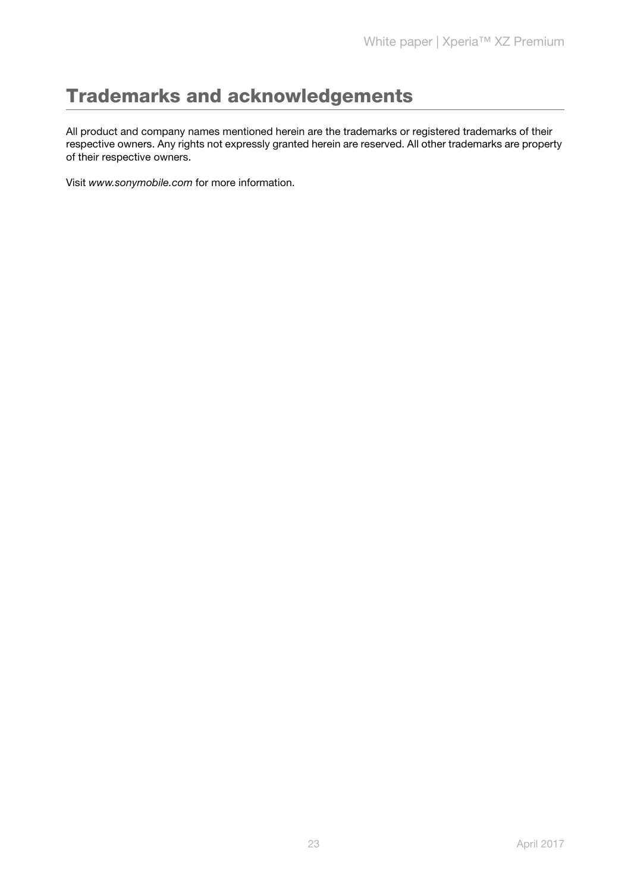# Trademarks and acknowledgements

All product and company names mentioned herein are the trademarks or registered trademarks of their respective owners. Any rights not expressly granted herein are reserved. All other trademarks are property of their respective owners.

Visit *www.sonymobile.com* for more information.